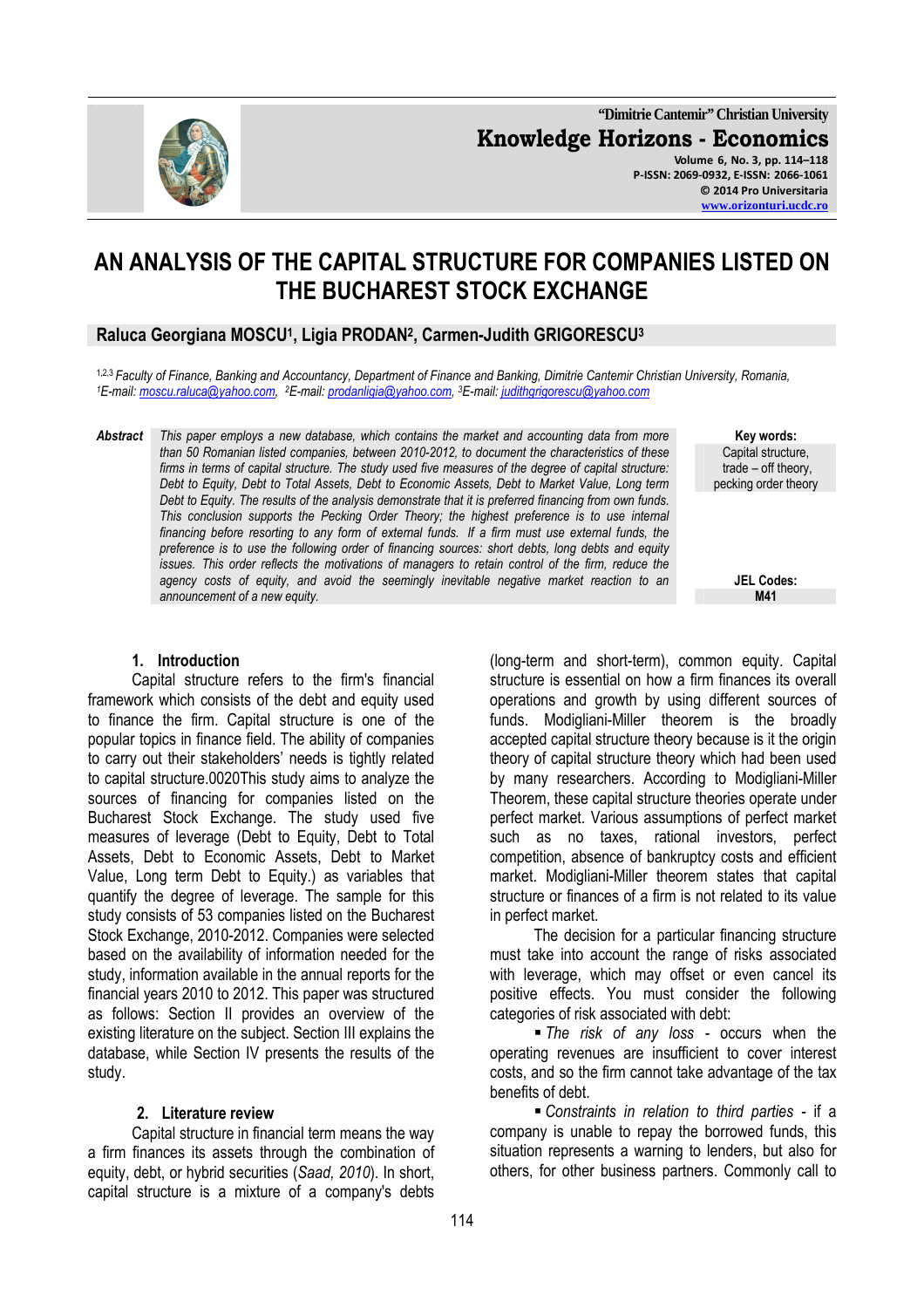# AN ANALYSIS OF THE CAPITAL STRUCTURE FOR COMPANIES LISTED ON THE BUCHAREST STOCK EXCHANGE

**Raluca Georgiana MOSCU[1], Ligia PRODAN[2], Carmen-Judith GRIGORESCU[3]**

*[1,2,3] Faculty of Finance, Banking and Accountancy, Department of Finance and Banking, Dimitrie Cantemir Christian University, Romania,*
*[1]E-mail: moscu.raluca@yahoo.com, [2]E-mail: prodanligia@yahoo.com, [3]E-mail: judithgrigorescu@yahoo.com*

***Abstract*** *This paper employs a new database, which contains the market and accounting data from more than 50 Romanian listed companies, between 2010-2012, to document the characteristics of these firms in terms of capital structure. The study used five measures of the degree of capital structure: Debt to Equity, Debt to Total Assets, Debt to Economic Assets, Debt to Market Value, Long term Debt to Equity. The results of the analysis demonstrate that it is preferred financing from own funds. This conclusion supports the Pecking Order Theory; the highest preference is to use internal financing before resorting to any form of external funds. If a firm must use external funds, the preference is to use the following order of financing sources: short debts, long debts and equity issues. This order reflects the motivations of managers to retain control of the firm, reduce the agency costs of equity, and avoid the seemingly inevitable negative market reaction to an announcement of a new equity.*

**Key words:** Capital structure, trade – off theory, pecking order theory

**JEL Codes:** M41

## 1. Introduction

Capital structure refers to the firm's financial framework which consists of the debt and equity used to finance the firm. Capital structure is one of the popular topics in finance field. The ability of companies to carry out their stakeholders' needs is tightly related to capital structure.0020This study aims to analyze the sources of financing for companies listed on the Bucharest Stock Exchange. The study used five measures of leverage (Debt to Equity, Debt to Total Assets, Debt to Economic Assets, Debt to Market Value, Long term Debt to Equity.) as variables that quantify the degree of leverage. The sample for this study consists of 53 companies listed on the Bucharest Stock Exchange, 2010-2012. Companies were selected based on the availability of information needed for the study, information available in the annual reports for the financial years 2010 to 2012. This paper was structured as follows: Section II provides an overview of the existing literature on the subject. Section III explains the database, while Section IV presents the results of the study.

## 2. Literature review

Capital structure in financial term means the way a firm finances its assets through the combination of equity, debt, or hybrid securities (*Saad, 2010*). In short, capital structure is a mixture of a company's debts (long-term and short-term), common equity. Capital structure is essential on how a firm finances its overall operations and growth by using different sources of funds. Modigliani-Miller theorem is the broadly accepted capital structure theory because is it the origin theory of capital structure theory which had been used by many researchers. According to Modigliani-Miller Theorem, these capital structure theories operate under perfect market. Various assumptions of perfect market such as no taxes, rational investors, perfect competition, absence of bankruptcy costs and efficient market. Modigliani-Miller theorem states that capital structure or finances of a firm is not related to its value in perfect market.

The decision for a particular financing structure must take into account the range of risks associated with leverage, which may offset or even cancel its positive effects. You must consider the following categories of risk associated with debt:

- *The risk of any loss* - occurs when the operating revenues are insufficient to cover interest costs, and so the firm cannot take advantage of the tax benefits of debt.
- *Constraints in relation to third parties* - if a company is unable to repay the borrowed funds, this situation represents a warning to lenders, but also for others, for other business partners. Commonly call to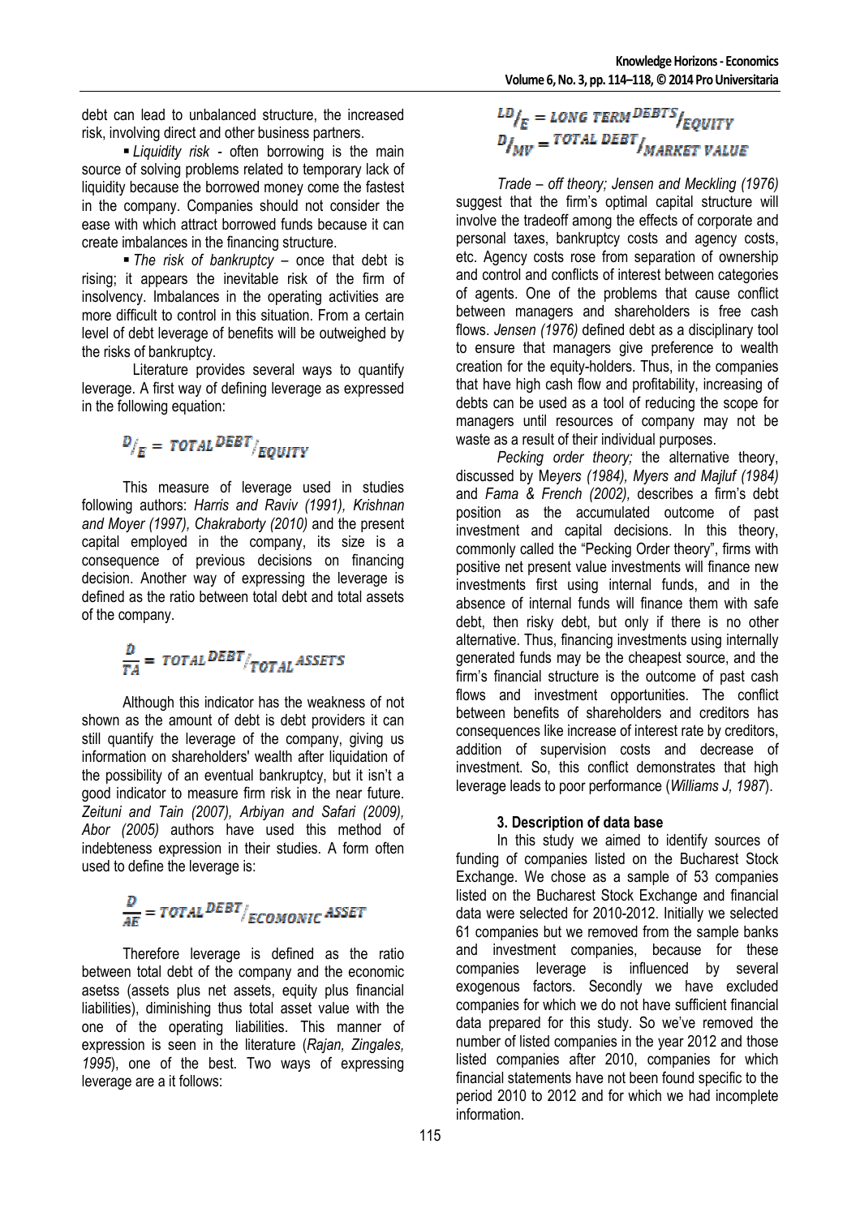debt can lead to unbalanced structure, the increased risk, involving direct and other business partners.

- *Liquidity risk* - often borrowing is the main source of solving problems related to temporary lack of liquidity because the borrowed money come the fastest in the company. Companies should not consider the ease with which attract borrowed funds because it can create imbalances in the financing structure.
- *The risk of bankruptcy* – once that debt is rising; it appears the inevitable risk of the firm of insolvency. Imbalances in the operating activities are more difficult to control in this situation. From a certain level of debt leverage of benefits will be outweighed by the risks of bankruptcy.

Literature provides several ways to quantify leverage. A first way of defining leverage as expressed in the following equation:

$$D/_{E} = TOTAL\,DEBT/_{EQUITY}$$

This measure of leverage used in studies following authors: *Harris and Raviv (1991), Krishnan and Moyer (1997), Chakraborty (2010)* and the present capital employed in the company, its size is a consequence of previous decisions on financing decision. Another way of expressing the leverage is defined as the ratio between total debt and total assets of the company.

$$\frac{D}{TA} = TOTAL\,DEBT/_{TOTAL\,ASSETS}$$

Although this indicator has the weakness of not shown as the amount of debt is debt providers it can still quantify the leverage of the company, giving us information on shareholders' wealth after liquidation of the possibility of an eventual bankruptcy, but it isn't a good indicator to measure firm risk in the near future. *Zeituni and Tain (2007), Arbiyan and Safari (2009), Abor (2005)* authors have used this method of indebteness expression in their studies. A form often used to define the leverage is:

$$\frac{D}{AE} = TOTAL\,DEBT/_{ECOMONIC\,ASSET}$$

Therefore leverage is defined as the ratio between total debt of the company and the economic asetss (assets plus net assets, equity plus financial liabilities), diminishing thus total asset value with the one of the operating liabilities. This manner of expression is seen in the literature (*Rajan, Zingales, 1995*), one of the best. Two ways of expressing leverage are a it follows:

$$LD/_{E} = LONG\,TERM\,DEBTS/_{EQUITY}$$

$$D/_{MV} = TOTAL\,DEBT/_{MARKET\,VALUE}$$

*Trade – off theory; Jensen and Meckling (1976)* suggest that the firm's optimal capital structure will involve the tradeoff among the effects of corporate and personal taxes, bankruptcy costs and agency costs, etc. Agency costs rose from separation of ownership and control and conflicts of interest between categories of agents. One of the problems that cause conflict between managers and shareholders is free cash flows. *Jensen (1976)* defined debt as a disciplinary tool to ensure that managers give preference to wealth creation for the equity-holders. Thus, in the companies that have high cash flow and profitability, increasing of debts can be used as a tool of reducing the scope for managers until resources of company may not be waste as a result of their individual purposes.

*Pecking order theory;* the alternative theory, discussed by M*eyers (1984), Myers and Majluf (1984)* and *Fama & French (2002),* describes a firm's debt position as the accumulated outcome of past investment and capital decisions. In this theory, commonly called the "Pecking Order theory", firms with positive net present value investments will finance new investments first using internal funds, and in the absence of internal funds will finance them with safe debt, then risky debt, but only if there is no other alternative. Thus, financing investments using internally generated funds may be the cheapest source, and the firm's financial structure is the outcome of past cash flows and investment opportunities. The conflict between benefits of shareholders and creditors has consequences like increase of interest rate by creditors, addition of supervision costs and decrease of investment. So, this conflict demonstrates that high leverage leads to poor performance (*Williams J, 1987*).

### 3. Description of data base

In this study we aimed to identify sources of funding of companies listed on the Bucharest Stock Exchange. We chose as a sample of 53 companies listed on the Bucharest Stock Exchange and financial data were selected for 2010-2012. Initially we selected 61 companies but we removed from the sample banks and investment companies, because for these companies leverage is influenced by several exogenous factors. Secondly we have excluded companies for which we do not have sufficient financial data prepared for this study. So we've removed the number of listed companies in the year 2012 and those listed companies after 2010, companies for which financial statements have not been found specific to the period 2010 to 2012 and for which we had incomplete information.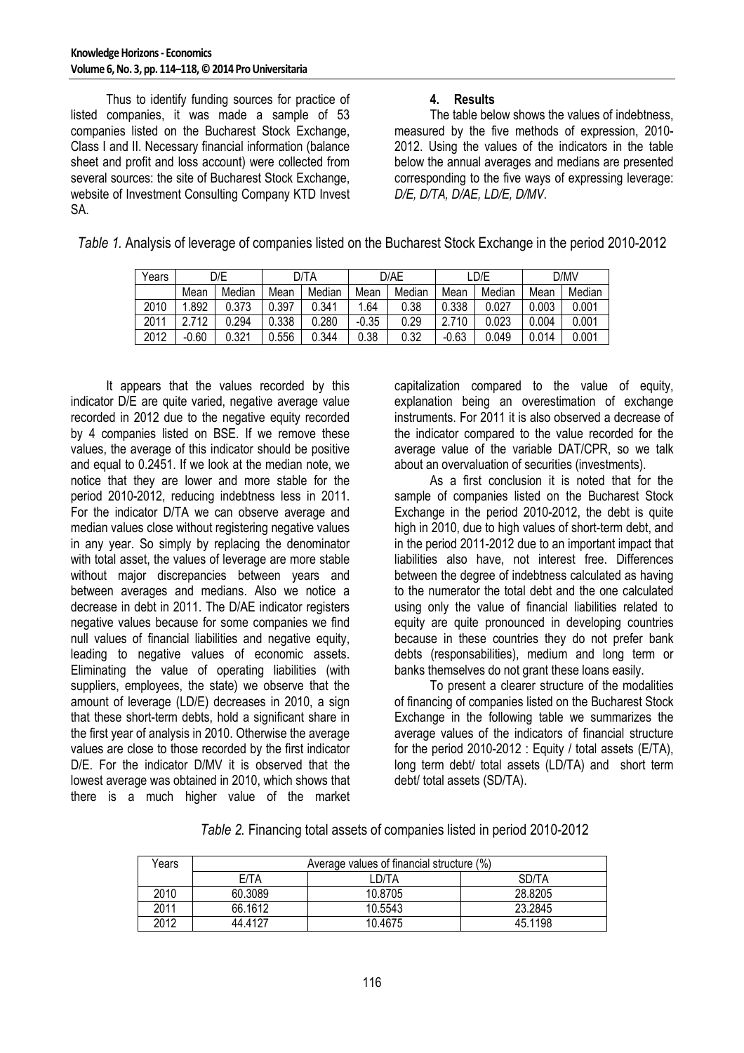Thus to identify funding sources for practice of listed companies, it was made a sample of 53 companies listed on the Bucharest Stock Exchange, Class I and II. Necessary financial information (balance sheet and profit and loss account) were collected from several sources: the site of Bucharest Stock Exchange, website of Investment Consulting Company KTD Invest SA.

## 4. Results

The table below shows the values of indebtness, measured by the five methods of expression, 2010-2012. Using the values of the indicators in the table below the annual averages and medians are presented corresponding to the five ways of expressing leverage: *D/E, D/TA, D/AE, LD/E, D/MV*.

*Table 1.* Analysis of leverage of companies listed on the Bucharest Stock Exchange in the period 2010-2012

| Years | D/E | | D/TA | | D/AE | | LD/E | | D/MV | |
|---|---|---|---|---|---|---|---|---|---|---|
| | Mean | Median | Mean | Median | Mean | Median | Mean | Median | Mean | Median |
| 2010 | 1.892 | 0.373 | 0.397 | 0.341 | 1.64 | 0.38 | 0.338 | 0.027 | 0.003 | 0.001 |
| 2011 | 2.712 | 0.294 | 0.338 | 0.280 | -0.35 | 0.29 | 2.710 | 0.023 | 0.004 | 0.001 |
| 2012 | -0.60 | 0.321 | 0.556 | 0.344 | 0.38 | 0.32 | -0.63 | 0.049 | 0.014 | 0.001 |

It appears that the values recorded by this indicator D/E are quite varied, negative average value recorded in 2012 due to the negative equity recorded by 4 companies listed on BSE. If we remove these values, the average of this indicator should be positive and equal to 0.2451. If we look at the median note, we notice that they are lower and more stable for the period 2010-2012, reducing indebtness less in 2011. For the indicator D/TA we can observe average and median values close without registering negative values in any year. So simply by replacing the denominator with total asset, the values of leverage are more stable without major discrepancies between years and between averages and medians. Also we notice a decrease in debt in 2011. The D/AE indicator registers negative values because for some companies we find null values of financial liabilities and negative equity, leading to negative values of economic assets. Eliminating the value of operating liabilities (with suppliers, employees, the state) we observe that the amount of leverage (LD/E) decreases in 2010, a sign that these short-term debts, hold a significant share in the first year of analysis in 2010. Otherwise the average values are close to those recorded by the first indicator D/E. For the indicator D/MV it is observed that the lowest average was obtained in 2010, which shows that there is a much higher value of the market capitalization compared to the value of equity, explanation being an overestimation of exchange instruments. For 2011 it is also observed a decrease of the indicator compared to the value recorded for the average value of the variable DAT/CPR, so we talk about an overvaluation of securities (investments).

As a first conclusion it is noted that for the sample of companies listed on the Bucharest Stock Exchange in the period 2010-2012, the debt is quite high in 2010, due to high values of short-term debt, and in the period 2011-2012 due to an important impact that liabilities also have, not interest free. Differences between the degree of indebtness calculated as having to the numerator the total debt and the one calculated using only the value of financial liabilities related to equity are quite pronounced in developing countries because in these countries they do not prefer bank debts (responsabilities), medium and long term or banks themselves do not grant these loans easily.

To present a clearer structure of the modalities of financing of companies listed on the Bucharest Stock Exchange in the following table we summarizes the average values of the indicators of financial structure for the period 2010-2012 : Equity / total assets (E/TA), long term debt/ total assets (LD/TA) and short term debt/ total assets (SD/TA).

*Table 2.* Financing total assets of companies listed in period 2010-2012

| Years | Average values of financial structure (%) | | |
|---|---|---|---|
| | E/TA | LD/TA | SD/TA |
| 2010 | 60.3089 | 10.8705 | 28.8205 |
| 2011 | 66.1612 | 10.5543 | 23.2845 |
| 2012 | 44.4127 | 10.4675 | 45.1198 |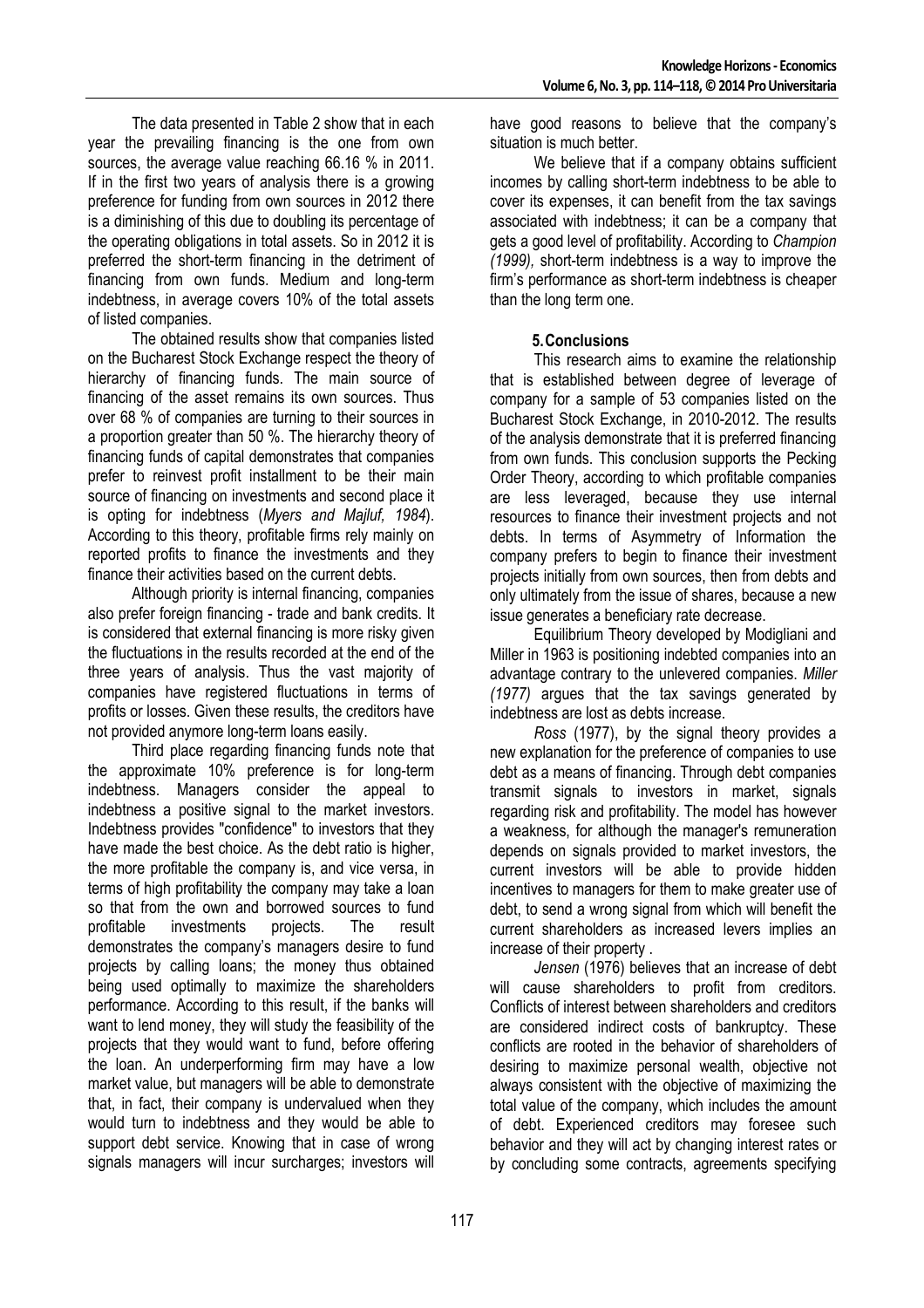The data presented in Table 2 show that in each year the prevailing financing is the one from own sources, the average value reaching 66.16 % in 2011. If in the first two years of analysis there is a growing preference for funding from own sources in 2012 there is a diminishing of this due to doubling its percentage of the operating obligations in total assets. So in 2012 it is preferred the short-term financing in the detriment of financing from own funds. Medium and long-term indebtness, in average covers 10% of the total assets of listed companies.

The obtained results show that companies listed on the Bucharest Stock Exchange respect the theory of hierarchy of financing funds. The main source of financing of the asset remains its own sources. Thus over 68 % of companies are turning to their sources in a proportion greater than 50 %. The hierarchy theory of financing funds of capital demonstrates that companies prefer to reinvest profit installment to be their main source of financing on investments and second place it is opting for indebtness (*Myers and Majluf, 1984*). According to this theory, profitable firms rely mainly on reported profits to finance the investments and they finance their activities based on the current debts.

Although priority is internal financing, companies also prefer foreign financing - trade and bank credits. It is considered that external financing is more risky given the fluctuations in the results recorded at the end of the three years of analysis. Thus the vast majority of companies have registered fluctuations in terms of profits or losses. Given these results, the creditors have not provided anymore long-term loans easily.

Third place regarding financing funds note that the approximate 10% preference is for long-term indebtness. Managers consider the appeal to indebtness a positive signal to the market investors. Indebtness provides "confidence" to investors that they have made the best choice. As the debt ratio is higher, the more profitable the company is, and vice versa, in terms of high profitability the company may take a loan so that from the own and borrowed sources to fund profitable investments projects. The result demonstrates the company's managers desire to fund projects by calling loans; the money thus obtained being used optimally to maximize the shareholders performance. According to this result, if the banks will want to lend money, they will study the feasibility of the projects that they would want to fund, before offering the loan. An underperforming firm may have a low market value, but managers will be able to demonstrate that, in fact, their company is undervalued when they would turn to indebtness and they would be able to support debt service. Knowing that in case of wrong signals managers will incur surcharges; investors will have good reasons to believe that the company's situation is much better.

We believe that if a company obtains sufficient incomes by calling short-term indebtness to be able to cover its expenses, it can benefit from the tax savings associated with indebtness; it can be a company that gets a good level of profitability. According to *Champion (1999),* short-term indebtness is a way to improve the firm's performance as short-term indebtness is cheaper than the long term one.

## 5. Conclusions

This research aims to examine the relationship that is established between degree of leverage of company for a sample of 53 companies listed on the Bucharest Stock Exchange, in 2010-2012. The results of the analysis demonstrate that it is preferred financing from own funds. This conclusion supports the Pecking Order Theory, according to which profitable companies are less leveraged, because they use internal resources to finance their investment projects and not debts. In terms of Asymmetry of Information the company prefers to begin to finance their investment projects initially from own sources, then from debts and only ultimately from the issue of shares, because a new issue generates a beneficiary rate decrease.

Equilibrium Theory developed by Modigliani and Miller in 1963 is positioning indebted companies into an advantage contrary to the unlevered companies. *Miller (1977)* argues that the tax savings generated by indebtness are lost as debts increase.

*Ross* (1977), by the signal theory provides a new explanation for the preference of companies to use debt as a means of financing. Through debt companies transmit signals to investors in market, signals regarding risk and profitability. The model has however a weakness, for although the manager's remuneration depends on signals provided to market investors, the current investors will be able to provide hidden incentives to managers for them to make greater use of debt, to send a wrong signal from which will benefit the current shareholders as increased levers implies an increase of their property .

*Jensen* (1976) believes that an increase of debt will cause shareholders to profit from creditors. Conflicts of interest between shareholders and creditors are considered indirect costs of bankruptcy. These conflicts are rooted in the behavior of shareholders of desiring to maximize personal wealth, objective not always consistent with the objective of maximizing the total value of the company, which includes the amount of debt. Experienced creditors may foresee such behavior and they will act by changing interest rates or by concluding some contracts, agreements specifying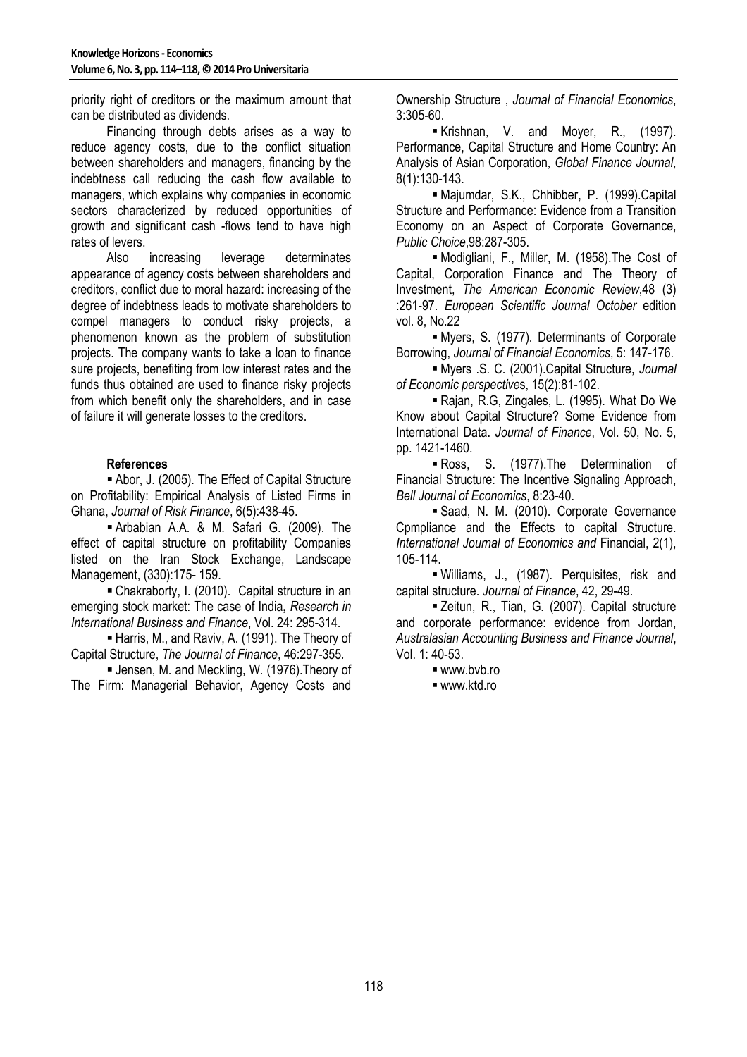priority right of creditors or the maximum amount that can be distributed as dividends.

Financing through debts arises as a way to reduce agency costs, due to the conflict situation between shareholders and managers, financing by the indebtness call reducing the cash flow available to managers, which explains why companies in economic sectors characterized by reduced opportunities of growth and significant cash -flows tend to have high rates of levers.

Also increasing leverage determinates appearance of agency costs between shareholders and creditors, conflict due to moral hazard: increasing of the degree of indebtness leads to motivate shareholders to compel managers to conduct risky projects, a phenomenon known as the problem of substitution projects. The company wants to take a loan to finance sure projects, benefiting from low interest rates and the funds thus obtained are used to finance risky projects from which benefit only the shareholders, and in case of failure it will generate losses to the creditors.

#### References

- Abor, J. (2005). The Effect of Capital Structure on Profitability: Empirical Analysis of Listed Firms in Ghana, *Journal of Risk Finance*, 6(5):438-45.
- Arbabian A.A. & M. Safari G. (2009). The effect of capital structure on profitability Companies listed on the Iran Stock Exchange, Landscape Management, (330):175- 159.
- Chakraborty, I. (2010). Capital structure in an emerging stock market: The case of India**,** *Research in International Business and Finance*, Vol. 24: 295-314.
- Harris, M., and Raviv, A. (1991). The Theory of Capital Structure, *The Journal of Finance*, 46:297-355.
- Jensen, M. and Meckling, W. (1976).Theory of The Firm: Managerial Behavior, Agency Costs and Ownership Structure , *Journal of Financial Economics*, 3:305-60.
- Krishnan, V. and Moyer, R., (1997). Performance, Capital Structure and Home Country: An Analysis of Asian Corporation, *Global Finance Journal*, 8(1):130-143.
- Majumdar, S.K., Chhibber, P. (1999).Capital Structure and Performance: Evidence from a Transition Economy on an Aspect of Corporate Governance, *Public Choice*,98:287-305.
- Modigliani, F., Miller, M. (1958).The Cost of Capital, Corporation Finance and The Theory of Investment, *The American Economic Review*,48 (3) :261-97. *European Scientific Journal October* edition vol. 8, No.22
- Myers, S. (1977). Determinants of Corporate Borrowing, *Journal of Financial Economics*, 5: 147-176.
- Myers .S. C. (2001).Capital Structure, *Journal of Economic perspective*s, 15(2):81-102.
- Rajan, R.G, Zingales, L. (1995). What Do We Know about Capital Structure? Some Evidence from International Data. *Journal of Finance*, Vol. 50, No. 5, pp. 1421-1460.
- Ross, S. (1977).The Determination of Financial Structure: The Incentive Signaling Approach, *Bell Journal of Economics*, 8:23-40.
- Saad, N. M. (2010). Corporate Governance Cpmpliance and the Effects to capital Structure. *International Journal of Economics and* Financial, 2(1), 105-114.
- Williams, J., (1987). Perquisites, risk and capital structure. *Journal of Finance*, 42, 29-49.
- Zeitun, R., Tian, G. (2007). Capital structure and corporate performance: evidence from Jordan, *Australasian Accounting Business and Finance Journal*, Vol. 1: 40-53.
- www.bvb.ro
- www.ktd.ro